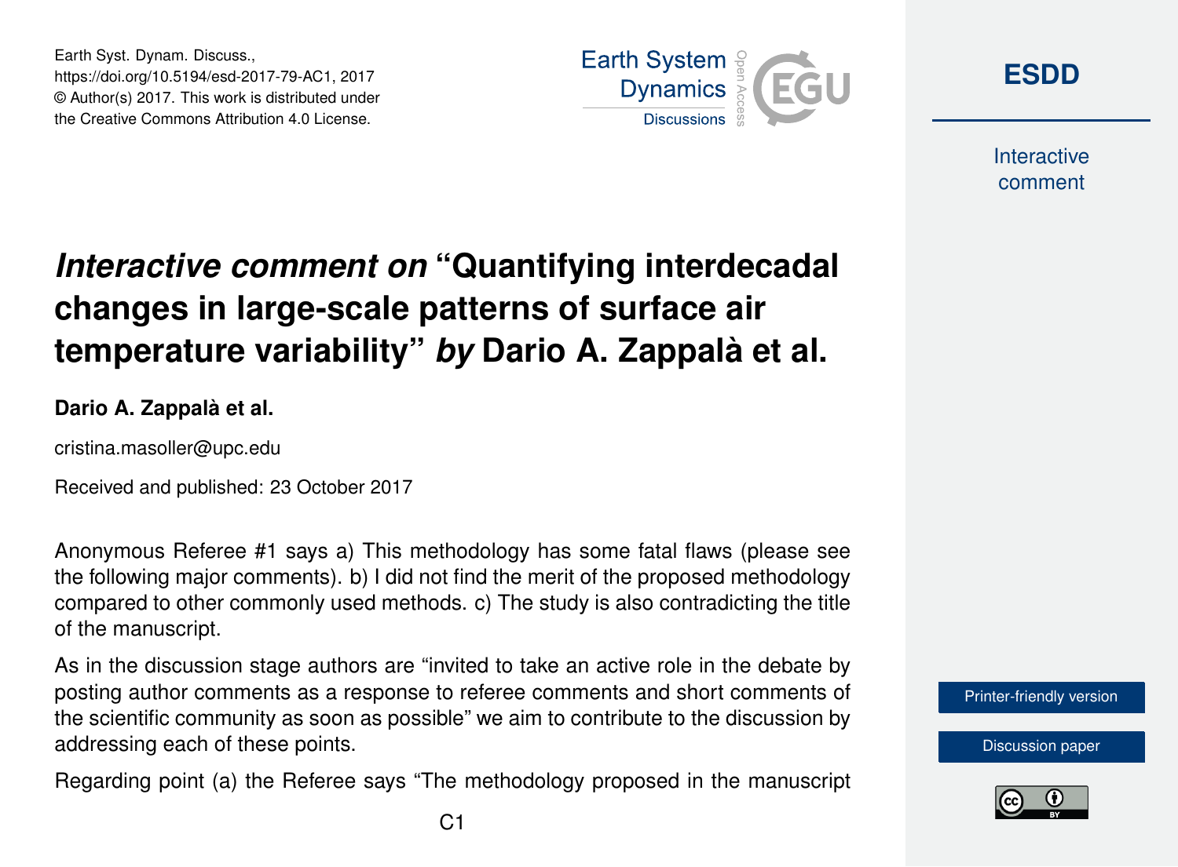# *Interactive comment on* "Quantifying interdecadal changes in large-scale patterns of surface air temperature variability" *by* Dario A. Zappalà et al.

**Dario A. Zappalà et al.**

cristina.masoller@upc.edu

Received and published: 23 October 2017

Anonymous Referee #1 says a) This methodology has some fatal flaws (please see the following major comments). b) I did not find the merit of the proposed methodology compared to other commonly used methods. c) The study is also contradicting the title of the manuscript.

As in the discussion stage authors are "invited to take an active role in the debate by posting author comments as a response to referee comments and short comments of the scientific community as soon as possible" we aim to contribute to the discussion by addressing each of these points.

Regarding point (a) the Referee says "The methodology proposed in the manuscript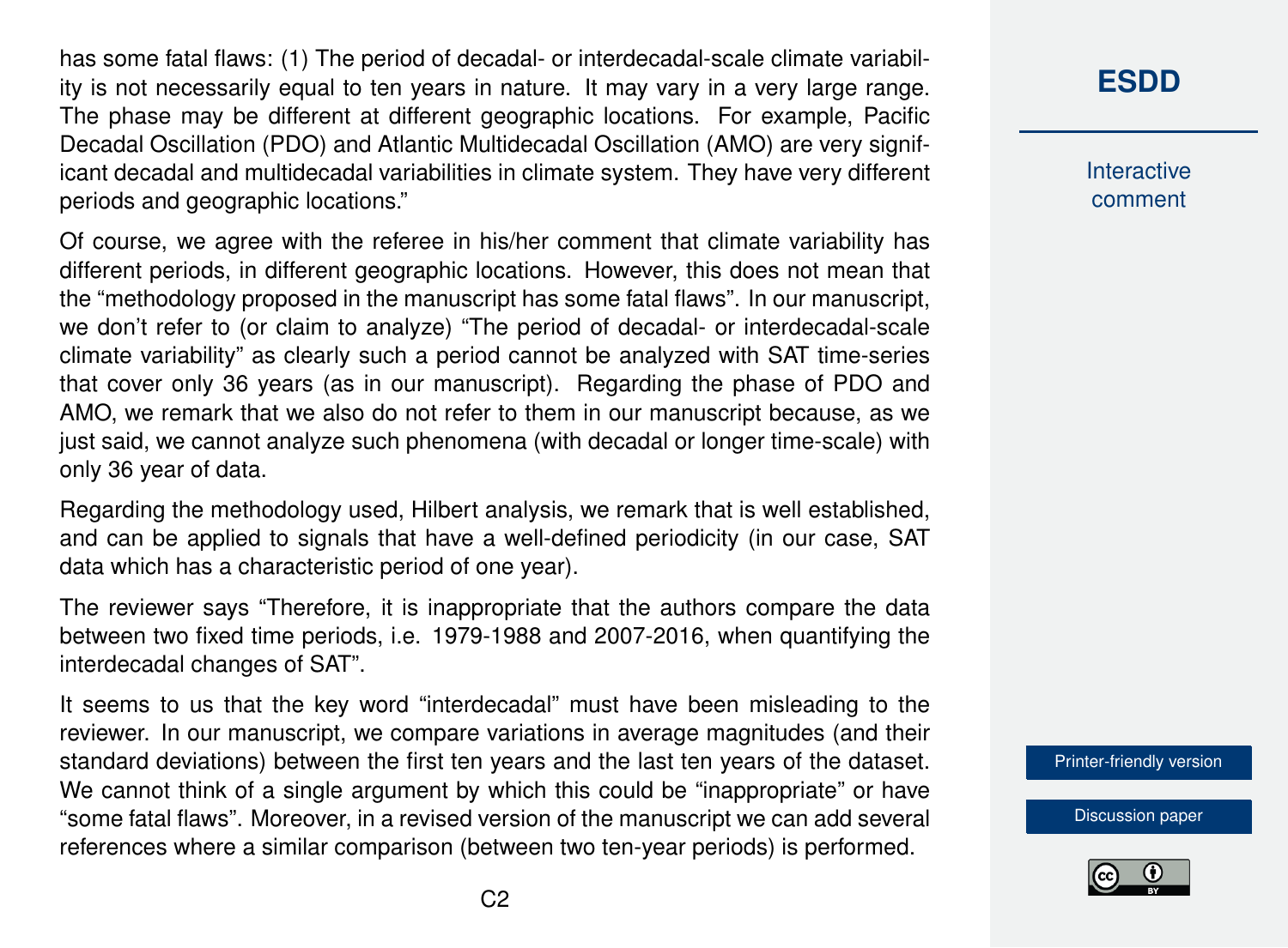has some fatal flaws: (1) The period of decadal- or interdecadal-scale climate variability is not necessarily equal to ten years in nature. It may vary in a very large range. The phase may be different at different geographic locations. For example, Pacific Decadal Oscillation (PDO) and Atlantic Multidecadal Oscillation (AMO) are very significant decadal and multidecadal variabilities in climate system. They have very different periods and geographic locations."

Of course, we agree with the referee in his/her comment that climate variability has different periods, in different geographic locations. However, this does not mean that the "methodology proposed in the manuscript has some fatal flaws". In our manuscript, we don't refer to (or claim to analyze) "The period of decadal- or interdecadal-scale climate variability" as clearly such a period cannot be analyzed with SAT time-series that cover only 36 years (as in our manuscript). Regarding the phase of PDO and AMO, we remark that we also do not refer to them in our manuscript because, as we just said, we cannot analyze such phenomena (with decadal or longer time-scale) with only 36 year of data.

Regarding the methodology used, Hilbert analysis, we remark that is well established, and can be applied to signals that have a well-defined periodicity (in our case, SAT data which has a characteristic period of one year).

The reviewer says "Therefore, it is inappropriate that the authors compare the data between two fixed time periods, i.e. 1979-1988 and 2007-2016, when quantifying the interdecadal changes of SAT".

It seems to us that the key word "interdecadal" must have been misleading to the reviewer. In our manuscript, we compare variations in average magnitudes (and their standard deviations) between the first ten years and the last ten years of the dataset. We cannot think of a single argument by which this could be "inappropriate" or have "some fatal flaws". Moreover, in a revised version of the manuscript we can add several references where a similar comparison (between two ten-year periods) is performed.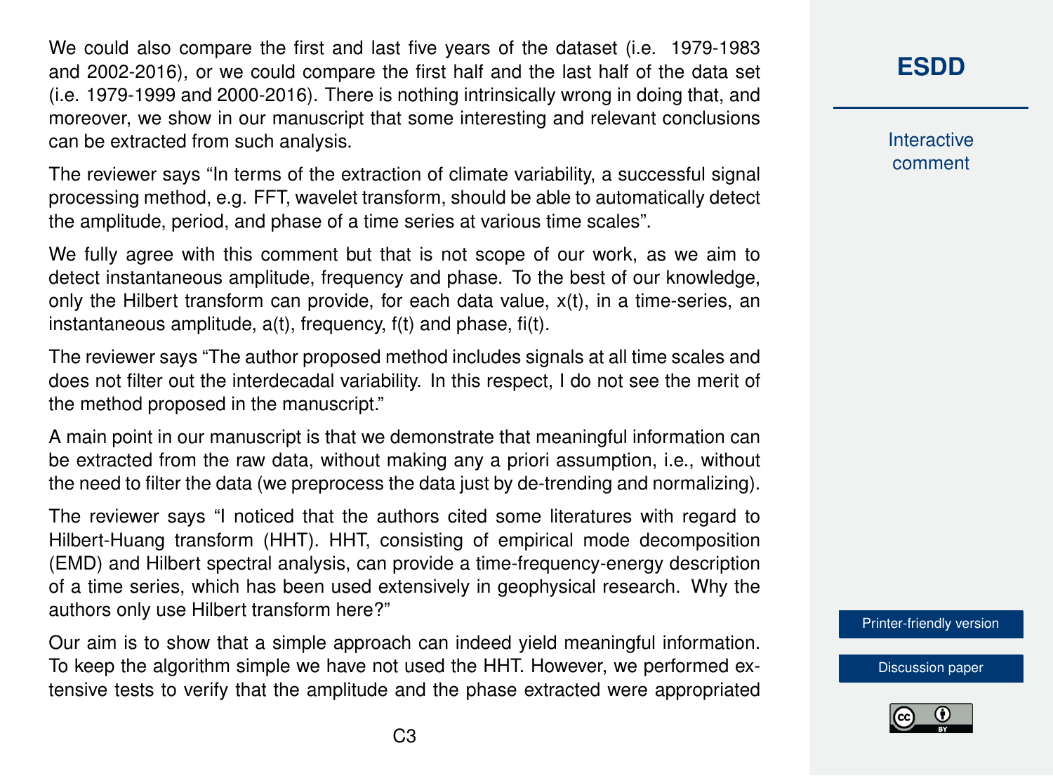We could also compare the first and last five years of the dataset (i.e. 1979-1983 and 2002-2016), or we could compare the first half and the last half of the data set (i.e. 1979-1999 and 2000-2016). There is nothing intrinsically wrong in doing that, and moreover, we show in our manuscript that some interesting and relevant conclusions can be extracted from such analysis.

The reviewer says "In terms of the extraction of climate variability, a successful signal processing method, e.g. FFT, wavelet transform, should be able to automatically detect the amplitude, period, and phase of a time series at various time scales".

We fully agree with this comment but that is not scope of our work, as we aim to detect instantaneous amplitude, frequency and phase. To the best of our knowledge, only the Hilbert transform can provide, for each data value, $x(t)$, in a time-series, an instantaneous amplitude, $a(t)$, frequency, $f(t)$ and phase, $fi(t)$.

The reviewer says "The author proposed method includes signals at all time scales and does not filter out the interdecadal variability. In this respect, I do not see the merit of the method proposed in the manuscript."

A main point in our manuscript is that we demonstrate that meaningful information can be extracted from the raw data, without making any a priori assumption, i.e., without the need to filter the data (we preprocess the data just by de-trending and normalizing).

The reviewer says "I noticed that the authors cited some literatures with regard to Hilbert-Huang transform (HHT). HHT, consisting of empirical mode decomposition (EMD) and Hilbert spectral analysis, can provide a time-frequency-energy description of a time series, which has been used extensively in geophysical research. Why the authors only use Hilbert transform here?"

Our aim is to show that a simple approach can indeed yield meaningful information. To keep the algorithm simple we have not used the HHT. However, we performed extensive tests to verify that the amplitude and the phase extracted were appropriated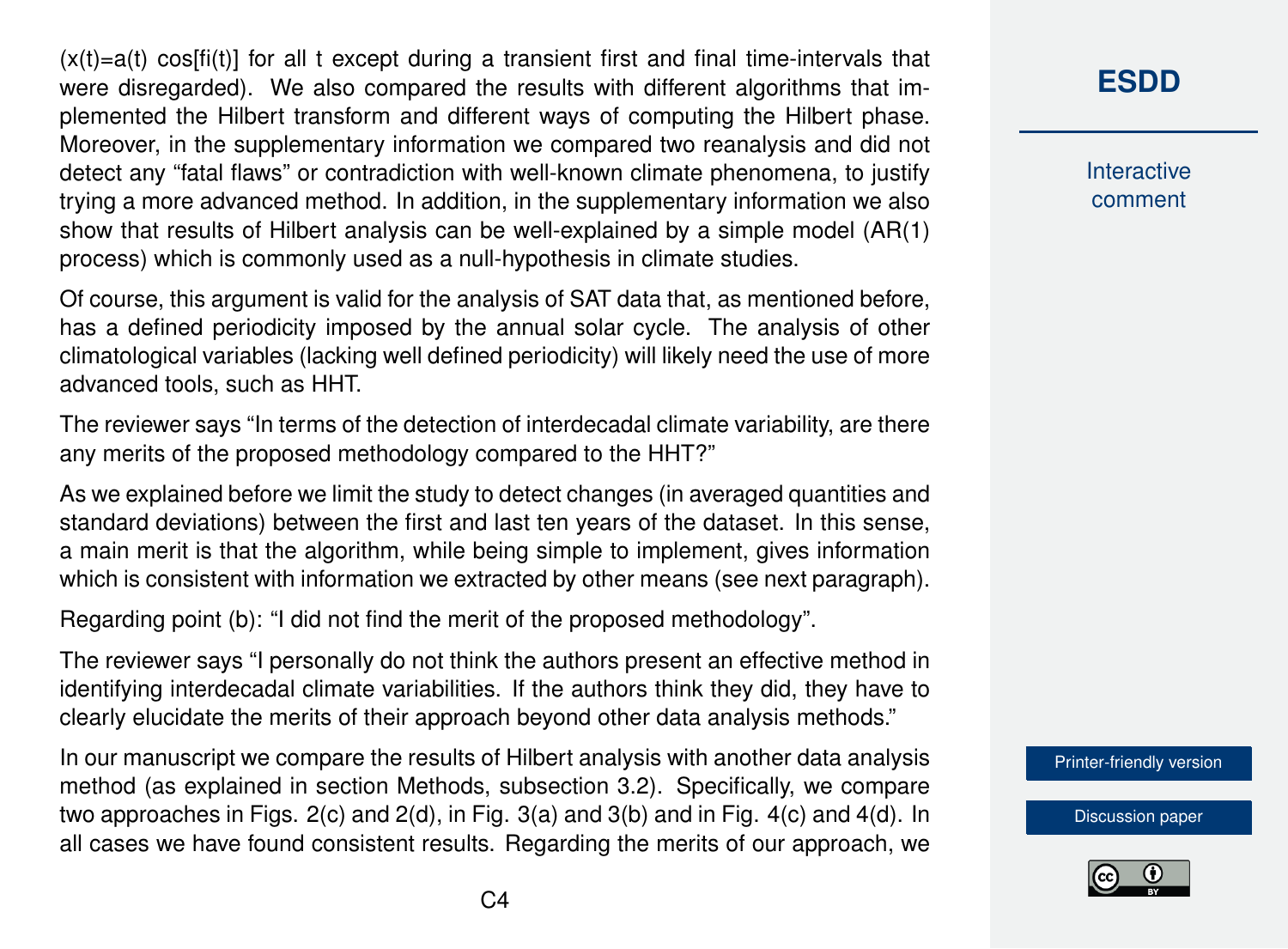($x(t)=a(t)\cos[fi(t)]$ for all t except during a transient first and final time-intervals that were disregarded). We also compared the results with different algorithms that implemented the Hilbert transform and different ways of computing the Hilbert phase. Moreover, in the supplementary information we compared two reanalysis and did not detect any "fatal flaws" or contradiction with well-known climate phenomena, to justify trying a more advanced method. In addition, in the supplementary information we also show that results of Hilbert analysis can be well-explained by a simple model (AR(1) process) which is commonly used as a null-hypothesis in climate studies.

Of course, this argument is valid for the analysis of SAT data that, as mentioned before, has a defined periodicity imposed by the annual solar cycle. The analysis of other climatological variables (lacking well defined periodicity) will likely need the use of more advanced tools, such as HHT.

The reviewer says "In terms of the detection of interdecadal climate variability, are there any merits of the proposed methodology compared to the HHT?"

As we explained before we limit the study to detect changes (in averaged quantities and standard deviations) between the first and last ten years of the dataset. In this sense, a main merit is that the algorithm, while being simple to implement, gives information which is consistent with information we extracted by other means (see next paragraph).

Regarding point (b): "I did not find the merit of the proposed methodology".

The reviewer says "I personally do not think the authors present an effective method in identifying interdecadal climate variabilities. If the authors think they did, they have to clearly elucidate the merits of their approach beyond other data analysis methods."

In our manuscript we compare the results of Hilbert analysis with another data analysis method (as explained in section Methods, subsection 3.2). Specifically, we compare two approaches in Figs. 2(c) and 2(d), in Fig. 3(a) and 3(b) and in Fig. 4(c) and 4(d). In all cases we have found consistent results. Regarding the merits of our approach, we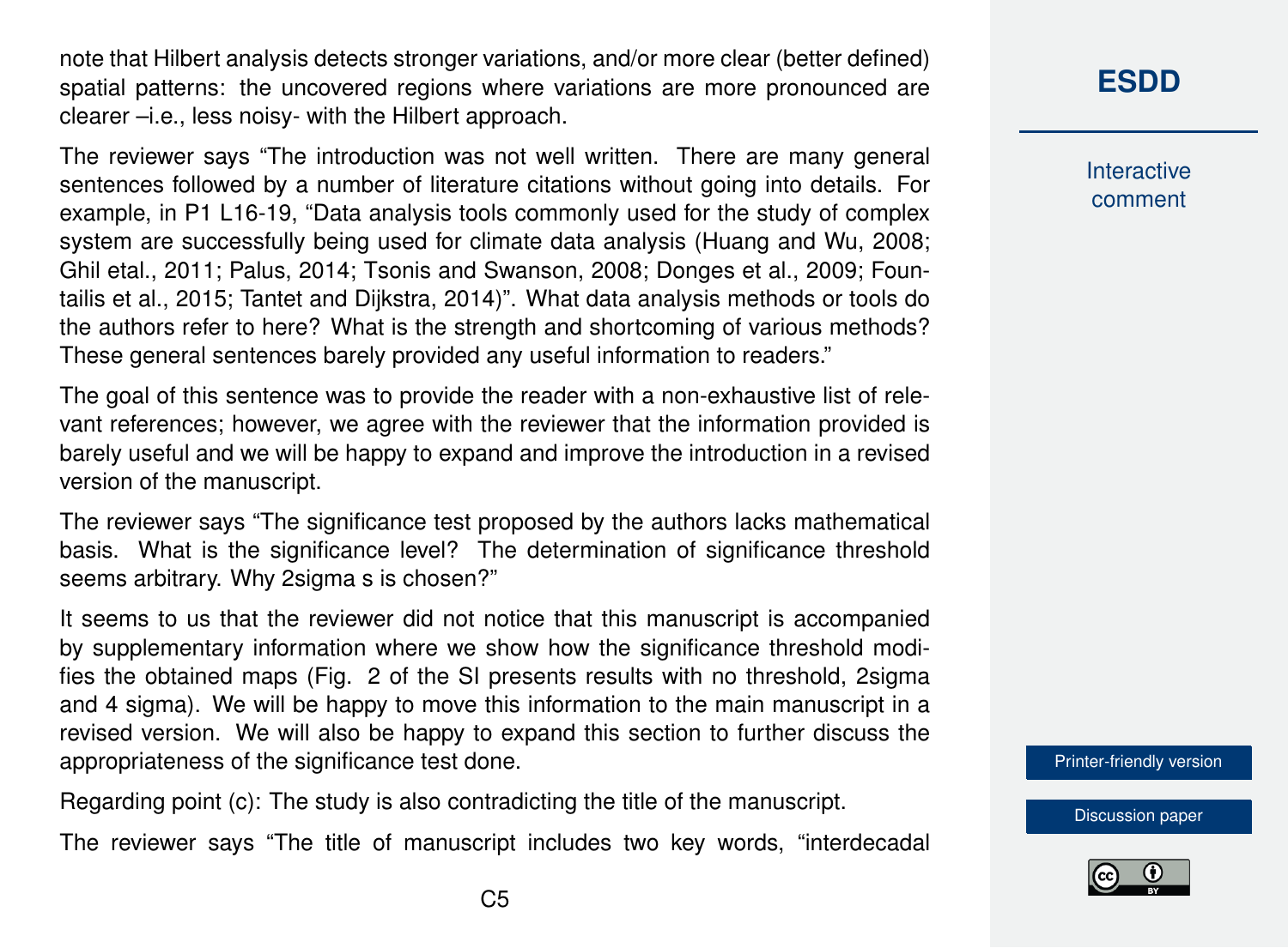note that Hilbert analysis detects stronger variations, and/or more clear (better defined) spatial patterns: the uncovered regions where variations are more pronounced are clearer –i.e., less noisy- with the Hilbert approach.

The reviewer says "The introduction was not well written. There are many general sentences followed by a number of literature citations without going into details. For example, in P1 L16-19, "Data analysis tools commonly used for the study of complex system are successfully being used for climate data analysis (Huang and Wu, 2008; Ghil etal., 2011; Palus, 2014; Tsonis and Swanson, 2008; Donges et al., 2009; Fountailis et al., 2015; Tantet and Dijkstra, 2014)". What data analysis methods or tools do the authors refer to here? What is the strength and shortcoming of various methods? These general sentences barely provided any useful information to readers."

The goal of this sentence was to provide the reader with a non-exhaustive list of relevant references; however, we agree with the reviewer that the information provided is barely useful and we will be happy to expand and improve the introduction in a revised version of the manuscript.

The reviewer says "The significance test proposed by the authors lacks mathematical basis. What is the significance level? The determination of significance threshold seems arbitrary. Why 2sigma s is chosen?"

It seems to us that the reviewer did not notice that this manuscript is accompanied by supplementary information where we show how the significance threshold modifies the obtained maps (Fig. 2 of the SI presents results with no threshold, 2sigma and 4 sigma). We will be happy to move this information to the main manuscript in a revised version. We will also be happy to expand this section to further discuss the appropriateness of the significance test done.

Regarding point (c): The study is also contradicting the title of the manuscript.

The reviewer says "The title of manuscript includes two key words, "interdecadal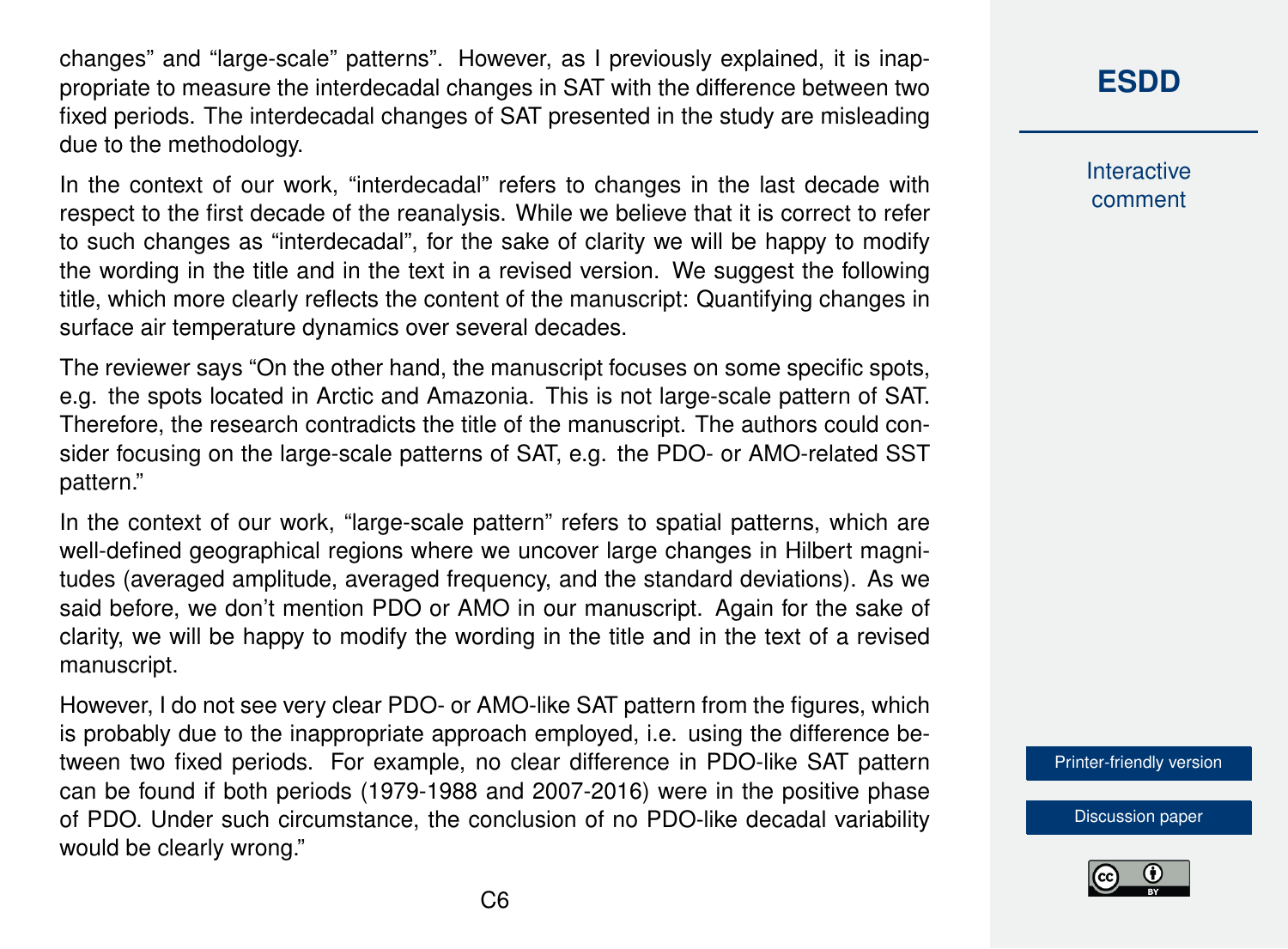changes" and "large-scale" patterns". However, as I previously explained, it is inappropriate to measure the interdecadal changes in SAT with the difference between two fixed periods. The interdecadal changes of SAT presented in the study are misleading due to the methodology.

In the context of our work, "interdecadal" refers to changes in the last decade with respect to the first decade of the reanalysis. While we believe that it is correct to refer to such changes as "interdecadal", for the sake of clarity we will be happy to modify the wording in the title and in the text in a revised version. We suggest the following title, which more clearly reflects the content of the manuscript: Quantifying changes in surface air temperature dynamics over several decades.

The reviewer says "On the other hand, the manuscript focuses on some specific spots, e.g. the spots located in Arctic and Amazonia. This is not large-scale pattern of SAT. Therefore, the research contradicts the title of the manuscript. The authors could consider focusing on the large-scale patterns of SAT, e.g. the PDO- or AMO-related SST pattern."

In the context of our work, "large-scale pattern" refers to spatial patterns, which are well-defined geographical regions where we uncover large changes in Hilbert magnitudes (averaged amplitude, averaged frequency, and the standard deviations). As we said before, we don't mention PDO or AMO in our manuscript. Again for the sake of clarity, we will be happy to modify the wording in the title and in the text of a revised manuscript.

However, I do not see very clear PDO- or AMO-like SAT pattern from the figures, which is probably due to the inappropriate approach employed, i.e. using the difference between two fixed periods. For example, no clear difference in PDO-like SAT pattern can be found if both periods (1979-1988 and 2007-2016) were in the positive phase of PDO. Under such circumstance, the conclusion of no PDO-like decadal variability would be clearly wrong."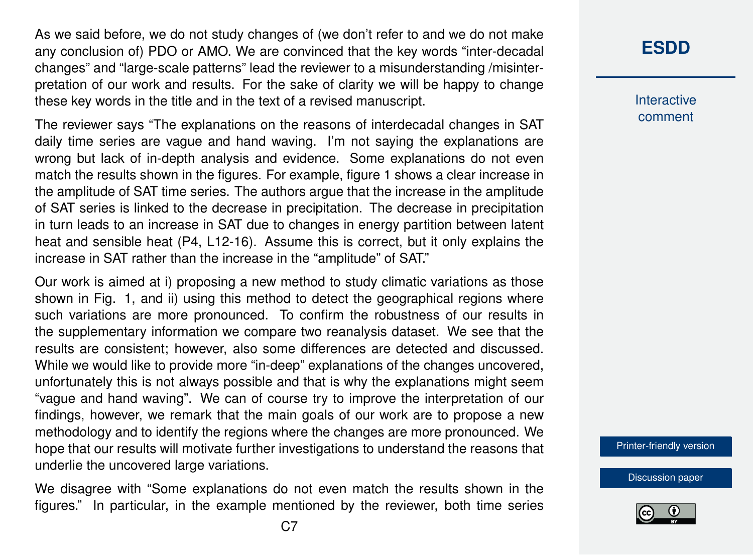As we said before, we do not study changes of (we don't refer to and we do not make any conclusion of) PDO or AMO. We are convinced that the key words "inter-decadal changes" and "large-scale patterns" lead the reviewer to a misunderstanding /misinterpretation of our work and results. For the sake of clarity we will be happy to change these key words in the title and in the text of a revised manuscript.

The reviewer says "The explanations on the reasons of interdecadal changes in SAT daily time series are vague and hand waving. I'm not saying the explanations are wrong but lack of in-depth analysis and evidence. Some explanations do not even match the results shown in the figures. For example, figure 1 shows a clear increase in the amplitude of SAT time series. The authors argue that the increase in the amplitude of SAT series is linked to the decrease in precipitation. The decrease in precipitation in turn leads to an increase in SAT due to changes in energy partition between latent heat and sensible heat (P4, L12-16). Assume this is correct, but it only explains the increase in SAT rather than the increase in the "amplitude" of SAT."

Our work is aimed at i) proposing a new method to study climatic variations as those shown in Fig. 1, and ii) using this method to detect the geographical regions where such variations are more pronounced. To confirm the robustness of our results in the supplementary information we compare two reanalysis dataset. We see that the results are consistent; however, also some differences are detected and discussed. While we would like to provide more "in-deep" explanations of the changes uncovered, unfortunately this is not always possible and that is why the explanations might seem "vague and hand waving". We can of course try to improve the interpretation of our findings, however, we remark that the main goals of our work are to propose a new methodology and to identify the regions where the changes are more pronounced. We hope that our results will motivate further investigations to understand the reasons that underlie the uncovered large variations.

We disagree with "Some explanations do not even match the results shown in the figures." In particular, in the example mentioned by the reviewer, both time series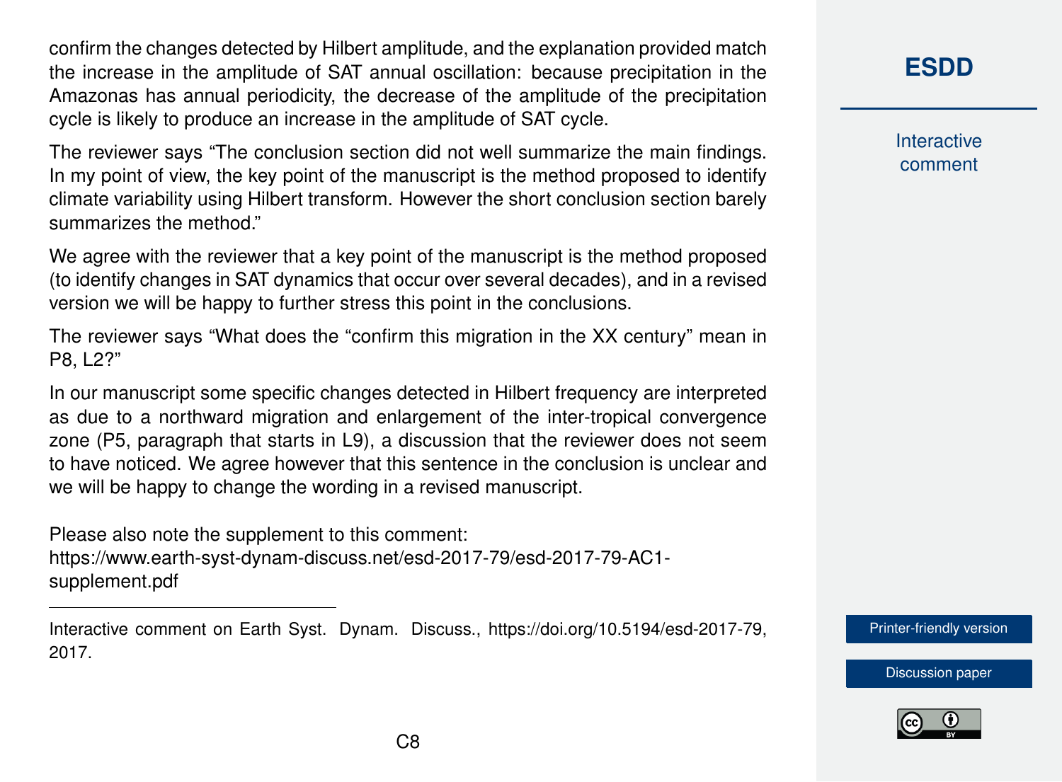confirm the changes detected by Hilbert amplitude, and the explanation provided match the increase in the amplitude of SAT annual oscillation: because precipitation in the Amazonas has annual periodicity, the decrease of the amplitude of the precipitation cycle is likely to produce an increase in the amplitude of SAT cycle.

The reviewer says "The conclusion section did not well summarize the main findings. In my point of view, the key point of the manuscript is the method proposed to identify climate variability using Hilbert transform. However the short conclusion section barely summarizes the method."

We agree with the reviewer that a key point of the manuscript is the method proposed (to identify changes in SAT dynamics that occur over several decades), and in a revised version we will be happy to further stress this point in the conclusions.

The reviewer says "What does the "confirm this migration in the XX century" mean in P8, L2?"

In our manuscript some specific changes detected in Hilbert frequency are interpreted as due to a northward migration and enlargement of the inter-tropical convergence zone (P5, paragraph that starts in L9), a discussion that the reviewer does not seem to have noticed. We agree however that this sentence in the conclusion is unclear and we will be happy to change the wording in a revised manuscript.

Please also note the supplement to this comment:
https://www.earth-syst-dynam-discuss.net/esd-2017-79/esd-2017-79-AC1-supplement.pdf

---

Interactive comment on Earth Syst. Dynam. Discuss., https://doi.org/10.5194/esd-2017-79, 2017.